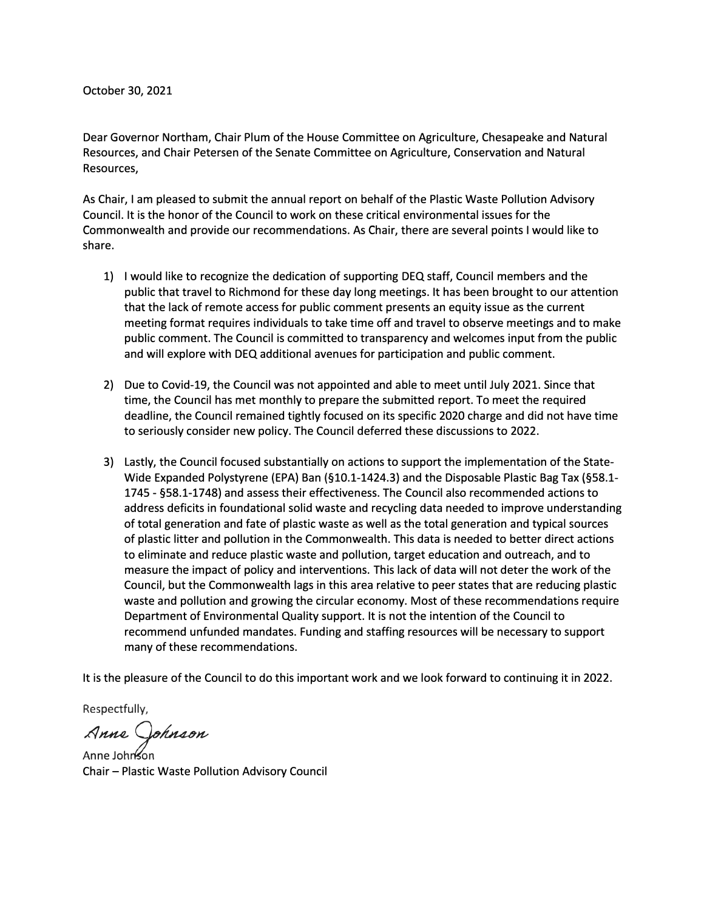October 30, 2021

Dear Governor Northam, Chair Plum of the House Committee on Agriculture, Chesapeake and Natural Resources, and Chair Petersen of the Senate Committee on Agriculture, Conservation and Natural Resources,

As Chair, I am pleased to submit the annual report on behalf of the Plastic Waste Pollution Advisory Council. It is the honor of the Council to work on these critical environmental issues for the Commonwealth and provide our recommendations. As Chair, there are several points I would like to share.

1) I would like to recognize the dedication of supporting DEQ staff, Council members and the public that travel to Richmond for these day long meetings. It has been brought to our attention that the lack of remote access for public comment presents an equity issue as the current meeting format requires individuals to take time off and travel to observe meetings and to make public comment. The Council is committed to transparency and welcomes input from the public and will explore with DEQ additional avenues for participation and public comment.

2) Due to Covid-19, the Council was not appointed and able to meet until July 2021. Since that time, the Council has met monthly to prepare the submitted report. To meet the required deadline, the Council remained tightly focused on its specific 2020 charge and did not have time to seriously consider new policy. The Council deferred these discussions to 2022.

3) Lastly, the Council focused substantially on actions to support the implementation of the State-Wide Expanded Polystyrene (EPA) Ban (§10.1-1424.3) and the Disposable Plastic Bag Tax (§58.1-1745 - §58.1-1748) and assess their effectiveness. The Council also recommended actions to address deficits in foundational solid waste and recycling data needed to improve understanding of total generation and fate of plastic waste as well as the total generation and typical sources of plastic litter and pollution in the Commonwealth. This data is needed to better direct actions to eliminate and reduce plastic waste and pollution, target education and outreach, and to measure the impact of policy and interventions. This lack of data will not deter the work of the Council, but the Commonwealth lags in this area relative to peer states that are reducing plastic waste and pollution and growing the circular economy. Most of these recommendations require Department of Environmental Quality support. It is not the intention of the Council to recommend unfunded mandates. Funding and staffing resources will be necessary to support many of these recommendations.

It is the pleasure of the Council to do this important work and we look forward to continuing it in 2022.

Respectfully,

*Anne Johnson*

Anne Johnson
Chair – Plastic Waste Pollution Advisory Council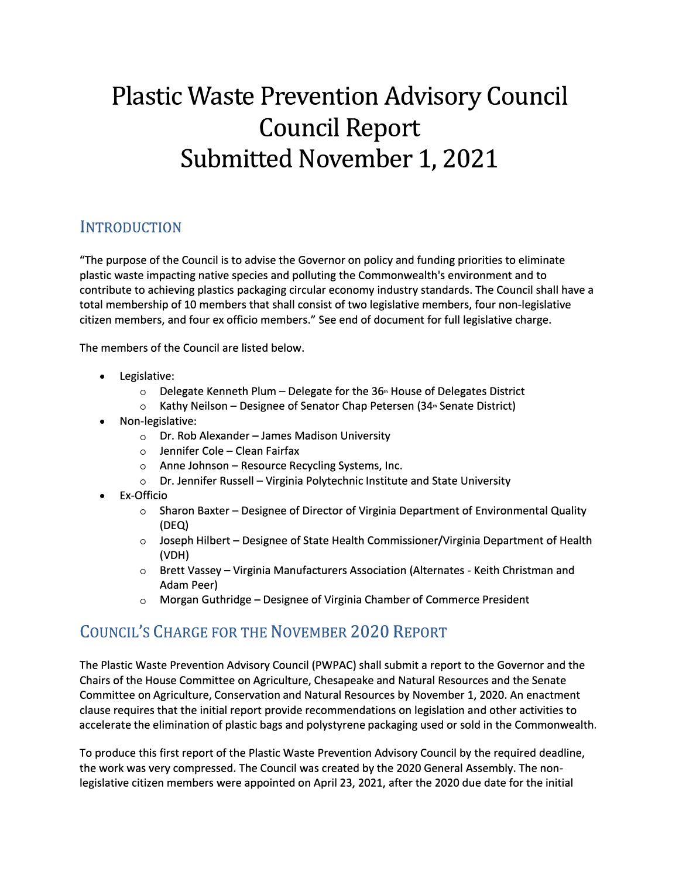# Plastic Waste Prevention Advisory Council Council Report Submitted November 1, 2021

## Introduction

"The purpose of the Council is to advise the Governor on policy and funding priorities to eliminate plastic waste impacting native species and polluting the Commonwealth's environment and to contribute to achieving plastics packaging circular economy industry standards. The Council shall have a total membership of 10 members that shall consist of two legislative members, four non-legislative citizen members, and four ex officio members." See end of document for full legislative charge.

The members of the Council are listed below.

- Legislative:
  - Delegate Kenneth Plum – Delegate for the 36th House of Delegates District
  - Kathy Neilson – Designee of Senator Chap Petersen (34th Senate District)
- Non-legislative:
  - Dr. Rob Alexander – James Madison University
  - Jennifer Cole – Clean Fairfax
  - Anne Johnson – Resource Recycling Systems, Inc.
  - Dr. Jennifer Russell – Virginia Polytechnic Institute and State University
- Ex-Officio
  - Sharon Baxter – Designee of Director of Virginia Department of Environmental Quality (DEQ)
  - Joseph Hilbert – Designee of State Health Commissioner/Virginia Department of Health (VDH)
  - Brett Vassey – Virginia Manufacturers Association (Alternates - Keith Christman and Adam Peer)
  - Morgan Guthridge – Designee of Virginia Chamber of Commerce President

## Council's Charge for the November 2020 Report

The Plastic Waste Prevention Advisory Council (PWPAC) shall submit a report to the Governor and the Chairs of the House Committee on Agriculture, Chesapeake and Natural Resources and the Senate Committee on Agriculture, Conservation and Natural Resources by November 1, 2020. An enactment clause requires that the initial report provide recommendations on legislation and other activities to accelerate the elimination of plastic bags and polystyrene packaging used or sold in the Commonwealth.

To produce this first report of the Plastic Waste Prevention Advisory Council by the required deadline, the work was very compressed. The Council was created by the 2020 General Assembly. The non-legislative citizen members were appointed on April 23, 2021, after the 2020 due date for the initial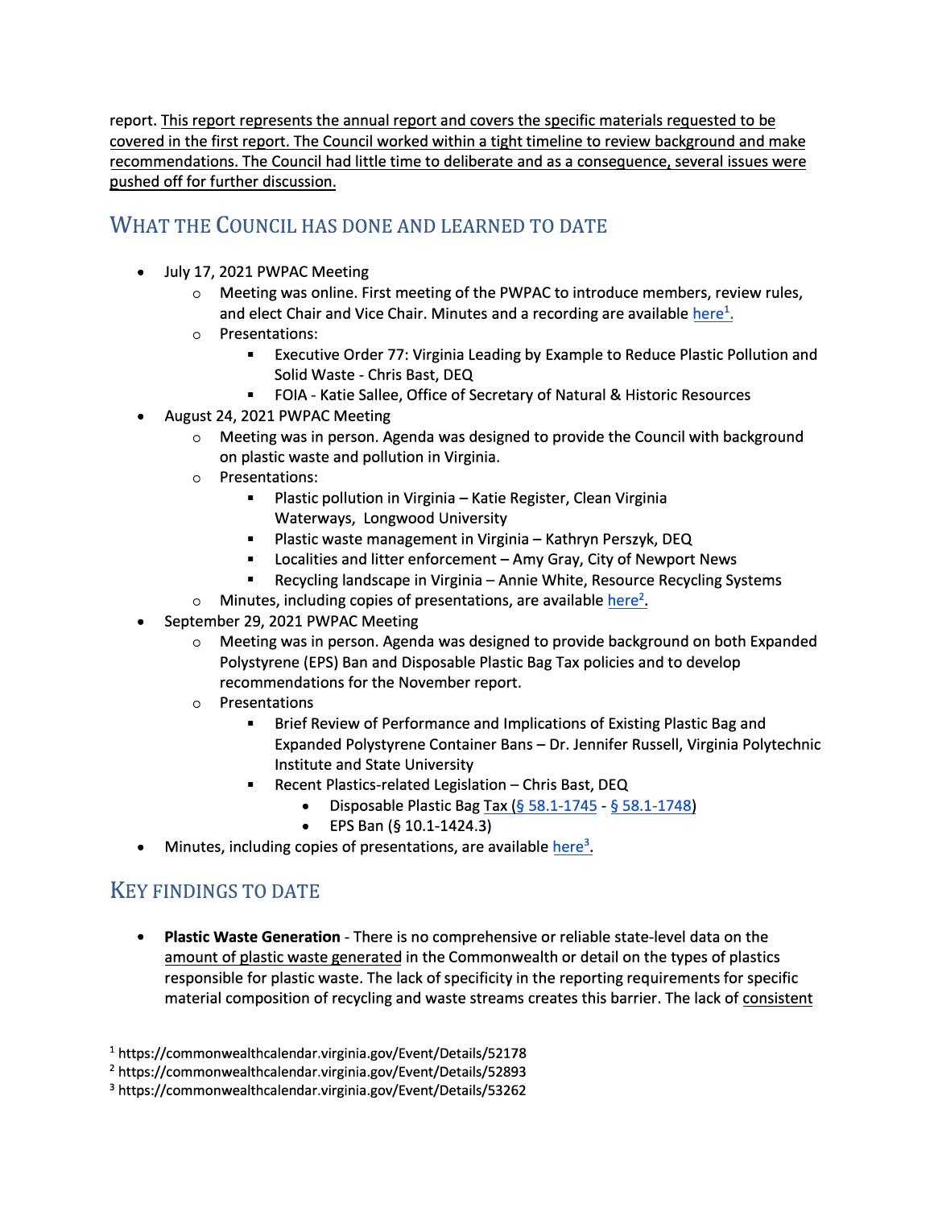report. This report represents the annual report and covers the specific materials requested to be covered in the first report. The Council worked within a tight timeline to review background and make recommendations. The Council had little time to deliberate and as a consequence, several issues were pushed off for further discussion.

## WHAT THE COUNCIL HAS DONE AND LEARNED TO DATE

- July 17, 2021 PWPAC Meeting
  - Meeting was online. First meeting of the PWPAC to introduce members, review rules, and elect Chair and Vice Chair. Minutes and a recording are available here[1].
  - Presentations:
    - Executive Order 77: Virginia Leading by Example to Reduce Plastic Pollution and Solid Waste - Chris Bast, DEQ
    - FOIA - Katie Sallee, Office of Secretary of Natural & Historic Resources
- August 24, 2021 PWPAC Meeting
  - Meeting was in person. Agenda was designed to provide the Council with background on plastic waste and pollution in Virginia.
  - Presentations:
    - Plastic pollution in Virginia – Katie Register, Clean Virginia Waterways, Longwood University
    - Plastic waste management in Virginia – Kathryn Perszyk, DEQ
    - Localities and litter enforcement – Amy Gray, City of Newport News
    - Recycling landscape in Virginia – Annie White, Resource Recycling Systems
  - Minutes, including copies of presentations, are available here[2].
- September 29, 2021 PWPAC Meeting
  - Meeting was in person. Agenda was designed to provide background on both Expanded Polystyrene (EPS) Ban and Disposable Plastic Bag Tax policies and to develop recommendations for the November report.
  - Presentations
    - Brief Review of Performance and Implications of Existing Plastic Bag and Expanded Polystyrene Container Bans – Dr. Jennifer Russell, Virginia Polytechnic Institute and State University
    - Recent Plastics-related Legislation – Chris Bast, DEQ
      - Disposable Plastic Bag Tax (§ 58.1-1745 - § 58.1-1748)
      - EPS Ban (§ 10.1-1424.3)
- Minutes, including copies of presentations, are available here[3].

## KEY FINDINGS TO DATE

- **Plastic Waste Generation** - There is no comprehensive or reliable state-level data on the amount of plastic waste generated in the Commonwealth or detail on the types of plastics responsible for plastic waste. The lack of specificity in the reporting requirements for specific material composition of recycling and waste streams creates this barrier. The lack of consistent

[1] https://commonwealthcalendar.virginia.gov/Event/Details/52178
[2] https://commonwealthcalendar.virginia.gov/Event/Details/52893
[3] https://commonwealthcalendar.virginia.gov/Event/Details/53262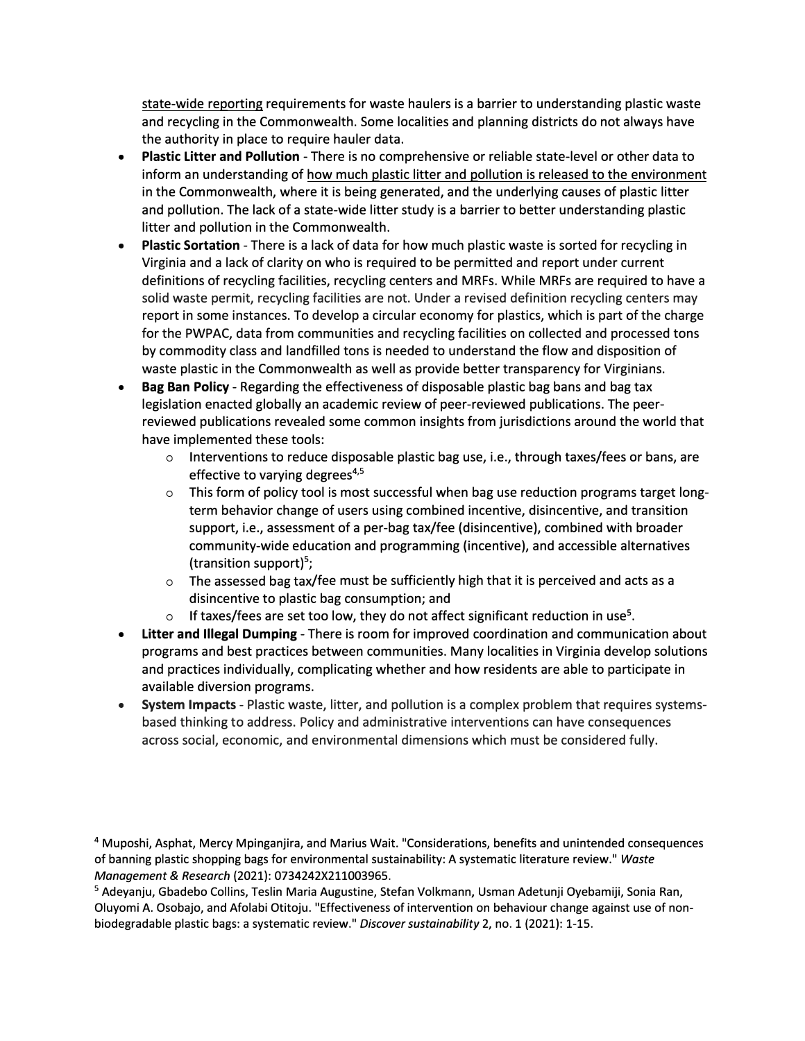state-wide reporting requirements for waste haulers is a barrier to understanding plastic waste and recycling in the Commonwealth. Some localities and planning districts do not always have the authority in place to require hauler data.

- **Plastic Litter and Pollution** - There is no comprehensive or reliable state-level or other data to inform an understanding of how much plastic litter and pollution is released to the environment in the Commonwealth, where it is being generated, and the underlying causes of plastic litter and pollution. The lack of a state-wide litter study is a barrier to better understanding plastic litter and pollution in the Commonwealth.
- **Plastic Sortation** - There is a lack of data for how much plastic waste is sorted for recycling in Virginia and a lack of clarity on who is required to be permitted and report under current definitions of recycling facilities, recycling centers and MRFs. While MRFs are required to have a solid waste permit, recycling facilities are not. Under a revised definition recycling centers may report in some instances. To develop a circular economy for plastics, which is part of the charge for the PWPAC, data from communities and recycling facilities on collected and processed tons by commodity class and landfilled tons is needed to understand the flow and disposition of waste plastic in the Commonwealth as well as provide better transparency for Virginians.
- **Bag Ban Policy** - Regarding the effectiveness of disposable plastic bag bans and bag tax legislation enacted globally an academic review of peer-reviewed publications. The peer-reviewed publications revealed some common insights from jurisdictions around the world that have implemented these tools:
  - Interventions to reduce disposable plastic bag use, i.e., through taxes/fees or bans, are effective to varying degrees[4,5]
  - This form of policy tool is most successful when bag use reduction programs target long-term behavior change of users using combined incentive, disincentive, and transition support, i.e., assessment of a per-bag tax/fee (disincentive), combined with broader community-wide education and programming (incentive), and accessible alternatives (transition support)[5];
  - The assessed bag tax/fee must be sufficiently high that it is perceived and acts as a disincentive to plastic bag consumption; and
  - If taxes/fees are set too low, they do not affect significant reduction in use[5].
- **Litter and Illegal Dumping** - There is room for improved coordination and communication about programs and best practices between communities. Many localities in Virginia develop solutions and practices individually, complicating whether and how residents are able to participate in available diversion programs.
- **System Impacts** - Plastic waste, litter, and pollution is a complex problem that requires systems-based thinking to address. Policy and administrative interventions can have consequences across social, economic, and environmental dimensions which must be considered fully.

[4] Muposhi, Asphat, Mercy Mpinganjira, and Marius Wait. "Considerations, benefits and unintended consequences of banning plastic shopping bags for environmental sustainability: A systematic literature review." *Waste Management & Research* (2021): 0734242X211003965.

[5] Adeyanju, Gbadebo Collins, Teslin Maria Augustine, Stefan Volkmann, Usman Adetunji Oyebamiji, Sonia Ran, Oluyomi A. Osobajo, and Afolabi Otitoju. "Effectiveness of intervention on behaviour change against use of non-biodegradable plastic bags: a systematic review." *Discover sustainability* 2, no. 1 (2021): 1-15.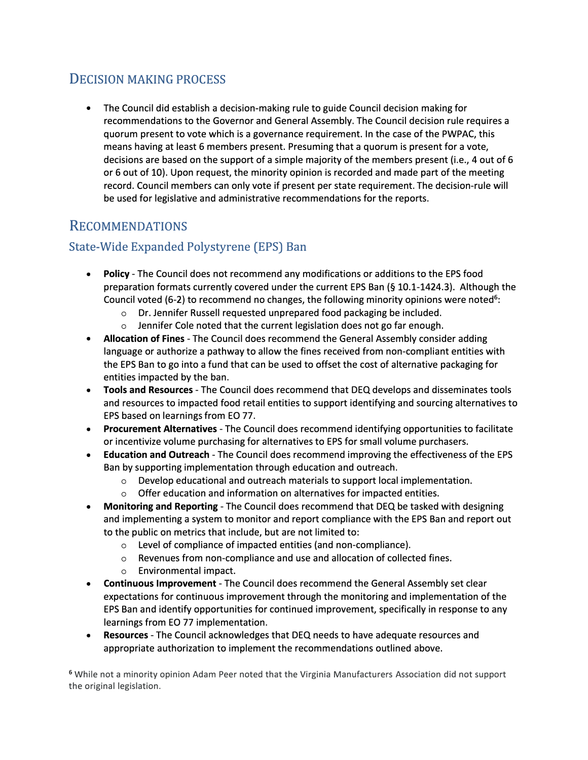## Decision Making Process

- The Council did establish a decision-making rule to guide Council decision making for recommendations to the Governor and General Assembly. The Council decision rule requires a quorum present to vote which is a governance requirement. In the case of the PWPAC, this means having at least 6 members present. Presuming that a quorum is present for a vote, decisions are based on the support of a simple majority of the members present (i.e., 4 out of 6 or 6 out of 10). Upon request, the minority opinion is recorded and made part of the meeting record. Council members can only vote if present per state requirement. The decision-rule will be used for legislative and administrative recommendations for the reports.

## Recommendations

### State-Wide Expanded Polystyrene (EPS) Ban

- **Policy** - The Council does not recommend any modifications or additions to the EPS food preparation formats currently covered under the current EPS Ban (§ 10.1-1424.3). Although the Council voted (6-2) to recommend no changes, the following minority opinions were noted[6]:
  - Dr. Jennifer Russell requested unprepared food packaging be included.
  - Jennifer Cole noted that the current legislation does not go far enough.
- **Allocation of Fines** - The Council does recommend the General Assembly consider adding language or authorize a pathway to allow the fines received from non-compliant entities with the EPS Ban to go into a fund that can be used to offset the cost of alternative packaging for entities impacted by the ban.
- **Tools and Resources** - The Council does recommend that DEQ develops and disseminates tools and resources to impacted food retail entities to support identifying and sourcing alternatives to EPS based on learnings from EO 77.
- **Procurement Alternatives** - The Council does recommend identifying opportunities to facilitate or incentivize volume purchasing for alternatives to EPS for small volume purchasers.
- **Education and Outreach** - The Council does recommend improving the effectiveness of the EPS Ban by supporting implementation through education and outreach.
  - Develop educational and outreach materials to support local implementation.
  - Offer education and information on alternatives for impacted entities.
- **Monitoring and Reporting** - The Council does recommend that DEQ be tasked with designing and implementing a system to monitor and report compliance with the EPS Ban and report out to the public on metrics that include, but are not limited to:
  - Level of compliance of impacted entities (and non-compliance).
  - Revenues from non-compliance and use and allocation of collected fines.
  - Environmental impact.
- **Continuous Improvement** - The Council does recommend the General Assembly set clear expectations for continuous improvement through the monitoring and implementation of the EPS Ban and identify opportunities for continued improvement, specifically in response to any learnings from EO 77 implementation.
- **Resources** - The Council acknowledges that DEQ needs to have adequate resources and appropriate authorization to implement the recommendations outlined above.

[6] While not a minority opinion Adam Peer noted that the Virginia Manufacturers Association did not support the original legislation.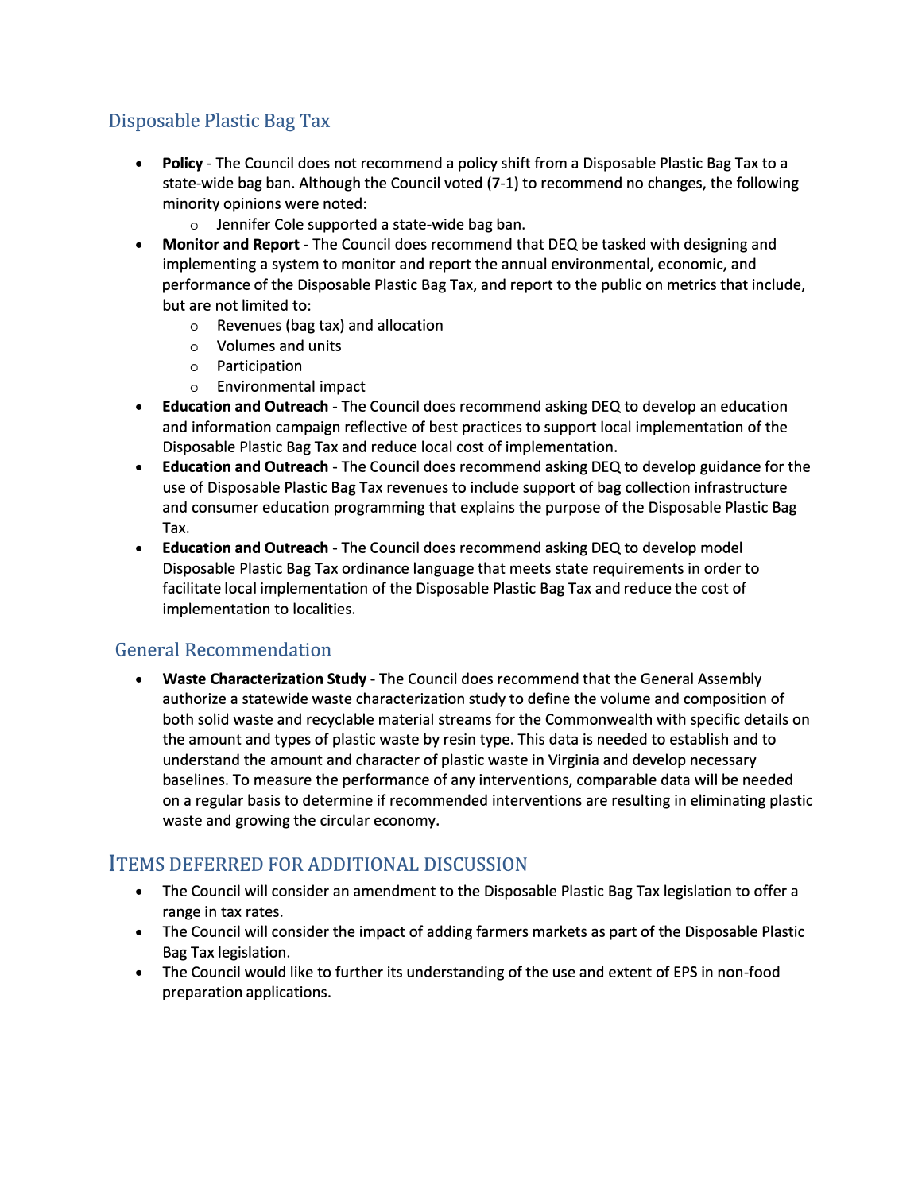## Disposable Plastic Bag Tax

- **Policy** - The Council does not recommend a policy shift from a Disposable Plastic Bag Tax to a state-wide bag ban. Although the Council voted (7-1) to recommend no changes, the following minority opinions were noted:
  - Jennifer Cole supported a state-wide bag ban.
- **Monitor and Report** - The Council does recommend that DEQ be tasked with designing and implementing a system to monitor and report the annual environmental, economic, and performance of the Disposable Plastic Bag Tax, and report to the public on metrics that include, but are not limited to:
  - Revenues (bag tax) and allocation
  - Volumes and units
  - Participation
  - Environmental impact
- **Education and Outreach** - The Council does recommend asking DEQ to develop an education and information campaign reflective of best practices to support local implementation of the Disposable Plastic Bag Tax and reduce local cost of implementation.
- **Education and Outreach** - The Council does recommend asking DEQ to develop guidance for the use of Disposable Plastic Bag Tax revenues to include support of bag collection infrastructure and consumer education programming that explains the purpose of the Disposable Plastic Bag Tax.
- **Education and Outreach** - The Council does recommend asking DEQ to develop model Disposable Plastic Bag Tax ordinance language that meets state requirements in order to facilitate local implementation of the Disposable Plastic Bag Tax and reduce the cost of implementation to localities.

## General Recommendation

- **Waste Characterization Study** - The Council does recommend that the General Assembly authorize a statewide waste characterization study to define the volume and composition of both solid waste and recyclable material streams for the Commonwealth with specific details on the amount and types of plastic waste by resin type. This data is needed to establish and to understand the amount and character of plastic waste in Virginia and develop necessary baselines. To measure the performance of any interventions, comparable data will be needed on a regular basis to determine if recommended interventions are resulting in eliminating plastic waste and growing the circular economy.

## Items Deferred for Additional Discussion

- The Council will consider an amendment to the Disposable Plastic Bag Tax legislation to offer a range in tax rates.
- The Council will consider the impact of adding farmers markets as part of the Disposable Plastic Bag Tax legislation.
- The Council would like to further its understanding of the use and extent of EPS in non-food preparation applications.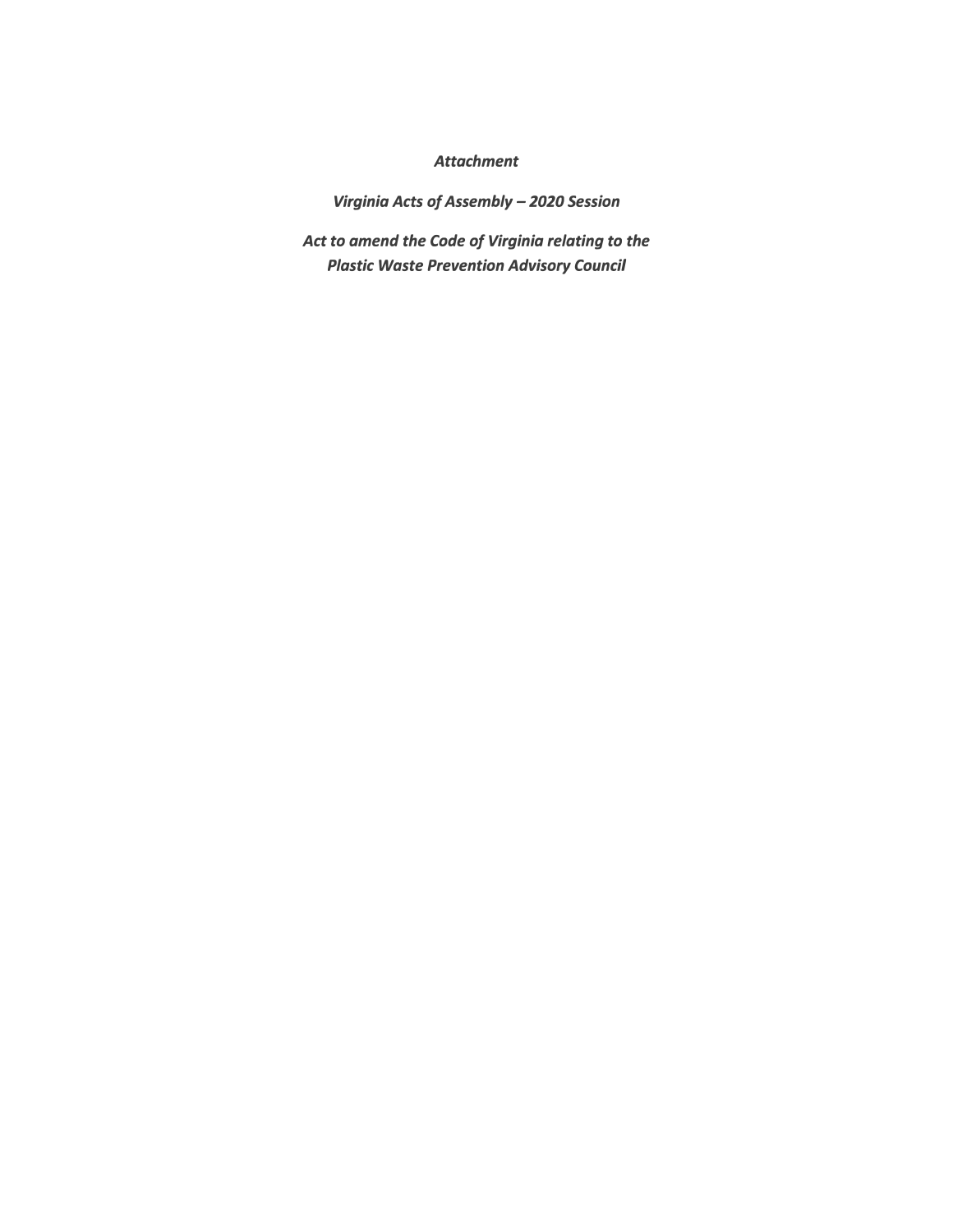*Attachment*

*Virginia Acts of Assembly – 2020 Session*

*Act to amend the Code of Virginia relating to the Plastic Waste Prevention Advisory Council*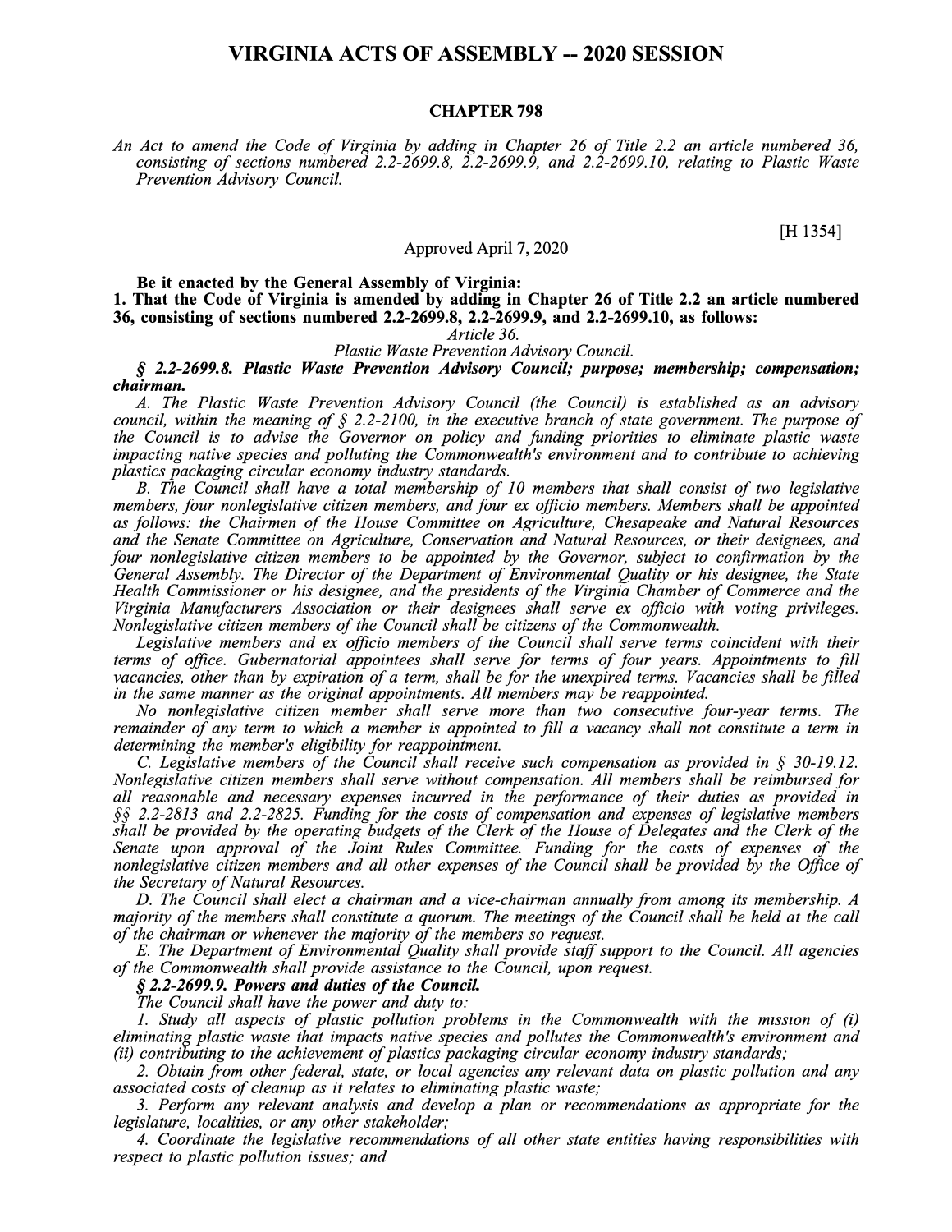# VIRGINIA ACTS OF ASSEMBLY -- 2020 SESSION

## CHAPTER 798

*An Act to amend the Code of Virginia by adding in Chapter 26 of Title 2.2 an article numbered 36, consisting of sections numbered 2.2-2699.8, 2.2-2699.9, and 2.2-2699.10, relating to Plastic Waste Prevention Advisory Council.*

[H 1354]

Approved April 7, 2020

**Be it enacted by the General Assembly of Virginia:**

**1. That the Code of Virginia is amended by adding in Chapter 26 of Title 2.2 an article numbered 36, consisting of sections numbered 2.2-2699.8, 2.2-2699.9, and 2.2-2699.10, as follows:**

*Article 36.*

*Plastic Waste Prevention Advisory Council.*

***§ 2.2-2699.8. Plastic Waste Prevention Advisory Council; purpose; membership; compensation; chairman.***

*A. The Plastic Waste Prevention Advisory Council (the Council) is established as an advisory council, within the meaning of § 2.2-2100, in the executive branch of state government. The purpose of the Council is to advise the Governor on policy and funding priorities to eliminate plastic waste impacting native species and polluting the Commonwealth's environment and to contribute to achieving plastics packaging circular economy industry standards.*

*B. The Council shall have a total membership of 10 members that shall consist of two legislative members, four nonlegislative citizen members, and four ex officio members. Members shall be appointed as follows: the Chairmen of the House Committee on Agriculture, Chesapeake and Natural Resources and the Senate Committee on Agriculture, Conservation and Natural Resources, or their designees, and four nonlegislative citizen members to be appointed by the Governor, subject to confirmation by the General Assembly. The Director of the Department of Environmental Quality or his designee, the State Health Commissioner or his designee, and the presidents of the Virginia Chamber of Commerce and the Virginia Manufacturers Association or their designees shall serve ex officio with voting privileges. Nonlegislative citizen members of the Council shall be citizens of the Commonwealth.*

*Legislative members and ex officio members of the Council shall serve terms coincident with their terms of office. Gubernatorial appointees shall serve for terms of four years. Appointments to fill vacancies, other than by expiration of a term, shall be for the unexpired terms. Vacancies shall be filled in the same manner as the original appointments. All members may be reappointed.*

*No nonlegislative citizen member shall serve more than two consecutive four-year terms. The remainder of any term to which a member is appointed to fill a vacancy shall not constitute a term in determining the member's eligibility for reappointment.*

*C. Legislative members of the Council shall receive such compensation as provided in § 30-19.12. Nonlegislative citizen members shall serve without compensation. All members shall be reimbursed for all reasonable and necessary expenses incurred in the performance of their duties as provided in §§ 2.2-2813 and 2.2-2825. Funding for the costs of compensation and expenses of legislative members shall be provided by the operating budgets of the Clerk of the House of Delegates and the Clerk of the Senate upon approval of the Joint Rules Committee. Funding for the costs of expenses of the nonlegislative citizen members and all other expenses of the Council shall be provided by the Office of the Secretary of Natural Resources.*

*D. The Council shall elect a chairman and a vice-chairman annually from among its membership. A majority of the members shall constitute a quorum. The meetings of the Council shall be held at the call of the chairman or whenever the majority of the members so request.*

*E. The Department of Environmental Quality shall provide staff support to the Council. All agencies of the Commonwealth shall provide assistance to the Council, upon request.*

***§ 2.2-2699.9. Powers and duties of the Council.***

*The Council shall have the power and duty to:*

*1. Study all aspects of plastic pollution problems in the Commonwealth with the mission of (i) eliminating plastic waste that impacts native species and pollutes the Commonwealth's environment and (ii) contributing to the achievement of plastics packaging circular economy industry standards;*

*2. Obtain from other federal, state, or local agencies any relevant data on plastic pollution and any associated costs of cleanup as it relates to eliminating plastic waste;*

*3. Perform any relevant analysis and develop a plan or recommendations as appropriate for the legislature, localities, or any other stakeholder;*

*4. Coordinate the legislative recommendations of all other state entities having responsibilities with respect to plastic pollution issues; and*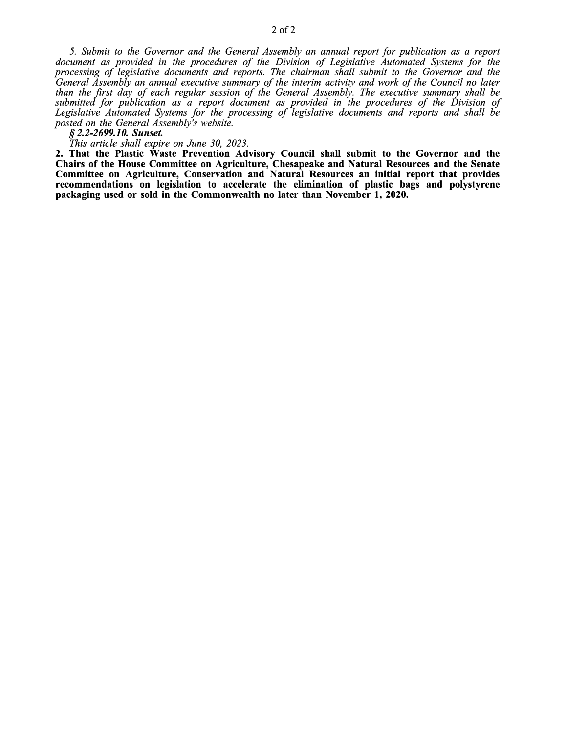*5. Submit to the Governor and the General Assembly an annual report for publication as a report document as provided in the procedures of the Division of Legislative Automated Systems for the processing of legislative documents and reports. The chairman shall submit to the Governor and the General Assembly an annual executive summary of the interim activity and work of the Council no later than the first day of each regular session of the General Assembly. The executive summary shall be submitted for publication as a report document as provided in the procedures of the Division of Legislative Automated Systems for the processing of legislative documents and reports and shall be posted on the General Assembly's website.*

***§ 2.2-2699.10. Sunset.***

*This article shall expire on June 30, 2023.*

**2. That the Plastic Waste Prevention Advisory Council shall submit to the Governor and the Chairs of the House Committee on Agriculture, Chesapeake and Natural Resources and the Senate Committee on Agriculture, Conservation and Natural Resources an initial report that provides recommendations on legislation to accelerate the elimination of plastic bags and polystyrene packaging used or sold in the Commonwealth no later than November 1, 2020.**